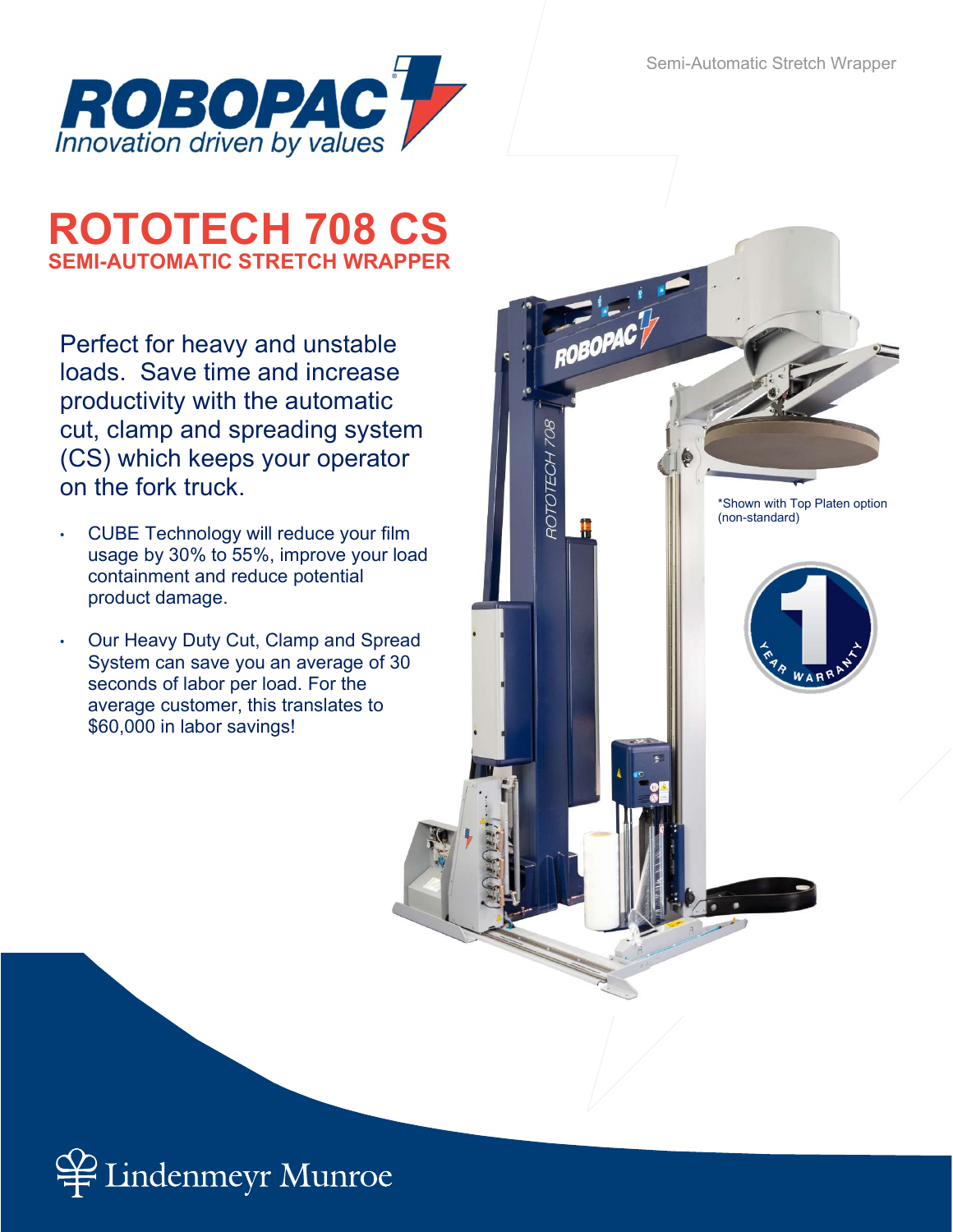Semi-Automatic Stretch Wrapper

# ROTOTECH 708 CS

## SEMI-AUTOMATIC STRETCH WRAPPER

Perfect for heavy and unstable loads. Save time and increase productivity with the automatic cut, clamp and spreading system (CS) which keeps your operator on the fork truck.

- CUBE Technology will reduce your film usage by 30% to 55%, improve your load containment and reduce potential product damage.
- Our Heavy Duty Cut, Clamp and Spread System can save you an average of 30 seconds of labor per load. For the average customer, this translates to $60,000 in labor savings!

*Shown with Top Platen option (non-standard)

Lindenmeyr Munroe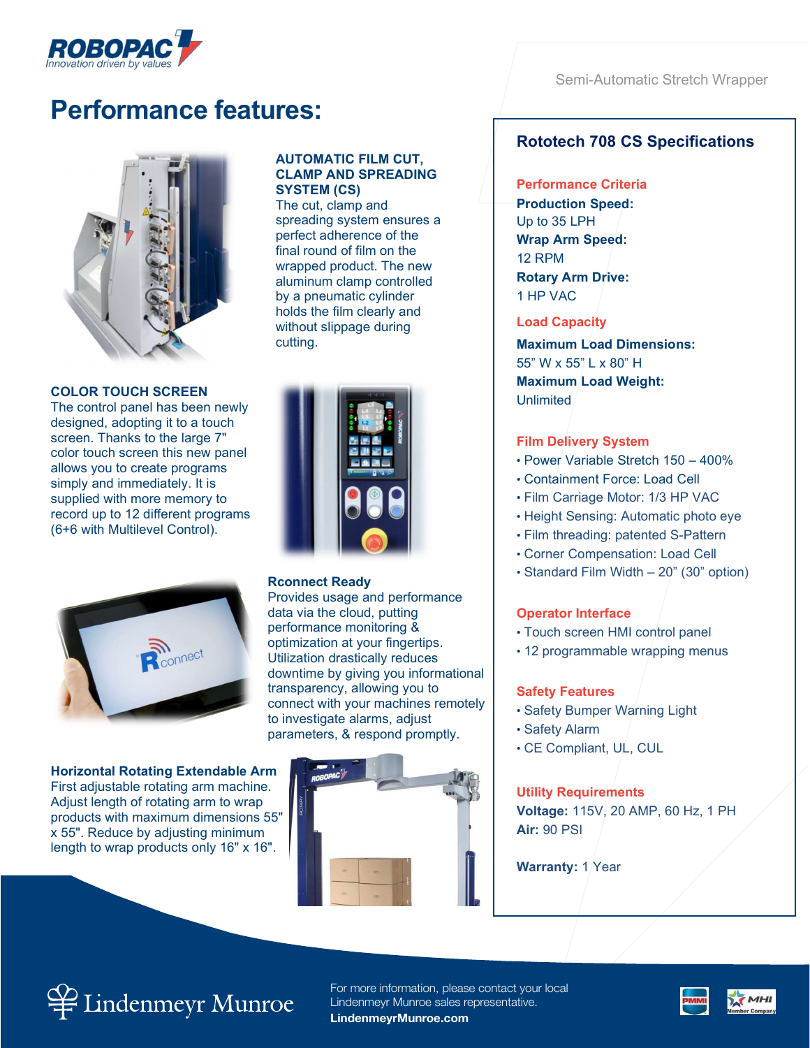# Performance features:

### AUTOMATIC FILM CUT, CLAMP AND SPREADING SYSTEM (CS)

The cut, clamp and spreading system ensures a perfect adherence of the final round of film on the wrapped product. The new aluminum clamp controlled by a pneumatic cylinder holds the film clearly and without slippage during cutting.

### COLOR TOUCH SCREEN

The control panel has been newly designed, adopting it to a touch screen. Thanks to the large 7" color touch screen this new panel allows you to create programs simply and immediately. It is supplied with more memory to record up to 12 different programs (6+6 with Multilevel Control).

### Rconnect Ready

Provides usage and performance data via the cloud, putting performance monitoring & optimization at your fingertips. Utilization drastically reduces downtime by giving you informational transparency, allowing you to connect with your machines remotely to investigate alarms, adjust parameters, & respond promptly.

### Horizontal Rotating Extendable Arm

First adjustable rotating arm machine. Adjust length of rotating arm to wrap products with maximum dimensions 55" x 55". Reduce by adjusting minimum length to wrap products only 16" x 16".

Semi-Automatic Stretch Wrapper

## Rototech 708 CS Specifications

### Performance Criteria

**Production Speed:**
Up to 35 LPH

**Wrap Arm Speed:**
12 RPM

**Rotary Arm Drive:**
1 HP VAC

### Load Capacity

**Maximum Load Dimensions:**
55" W x 55" L x 80" H

**Maximum Load Weight:**
Unlimited

### Film Delivery System

- Power Variable Stretch 150 – 400%
- Containment Force: Load Cell
- Film Carriage Motor: 1/3 HP VAC
- Height Sensing: Automatic photo eye
- Film threading: patented S-Pattern
- Corner Compensation: Load Cell
- Standard Film Width – 20" (30" option)

### Operator Interface

- Touch screen HMI control panel
- 12 programmable wrapping menus

### Safety Features

- Safety Bumper Warning Light
- Safety Alarm
- CE Compliant, UL, CUL

### Utility Requirements

**Voltage:** 115V, 20 AMP, 60 Hz, 1 PH
**Air:** 90 PSI

**Warranty:** 1 Year

For more information, please contact your local Lindenmeyr Munroe sales representative.
**LindenmeyrMunroe.com**